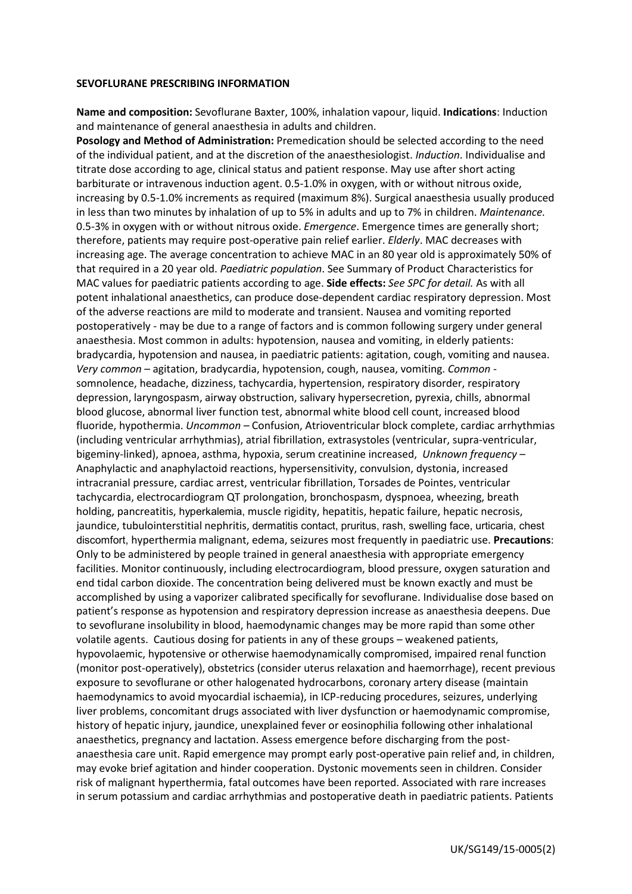**SEVOFLURANE PRESCRIBING INFORMATION**

**Name and composition:** Sevoflurane Baxter, 100%, inhalation vapour, liquid. **Indications**: Induction and maintenance of general anaesthesia in adults and children.

**Posology and Method of Administration:** Premedication should be selected according to the need of the individual patient, and at the discretion of the anaesthesiologist. *Induction*. Individualise and titrate dose according to age, clinical status and patient response. May use after short acting barbiturate or intravenous induction agent. 0.5-1.0% in oxygen, with or without nitrous oxide, increasing by 0.5-1.0% increments as required (maximum 8%). Surgical anaesthesia usually produced in less than two minutes by inhalation of up to 5% in adults and up to 7% in children. *Maintenance.* 0.5-3% in oxygen with or without nitrous oxide. *Emergence*. Emergence times are generally short; therefore, patients may require post-operative pain relief earlier. *Elderly*. MAC decreases with increasing age. The average concentration to achieve MAC in an 80 year old is approximately 50% of that required in a 20 year old. *Paediatric population*. See Summary of Product Characteristics for MAC values for paediatric patients according to age. **Side effects:** *See SPC for detail.* As with all potent inhalational anaesthetics, can produce dose-dependent cardiac respiratory depression. Most of the adverse reactions are mild to moderate and transient. Nausea and vomiting reported postoperatively - may be due to a range of factors and is common following surgery under general anaesthesia. Most common in adults: hypotension, nausea and vomiting, in elderly patients: bradycardia, hypotension and nausea, in paediatric patients: agitation, cough, vomiting and nausea. *Very common* – agitation, bradycardia, hypotension, cough, nausea, vomiting. *Common* - somnolence, headache, dizziness, tachycardia, hypertension, respiratory disorder, respiratory depression, laryngospasm, airway obstruction, salivary hypersecretion, pyrexia, chills, abnormal blood glucose, abnormal liver function test, abnormal white blood cell count, increased blood fluoride, hypothermia. *Uncommon* – Confusion, Atrioventricular block complete, cardiac arrhythmias (including ventricular arrhythmias), atrial fibrillation, extrasystoles (ventricular, supra-ventricular, bigeminy-linked), apnoea, asthma, hypoxia, serum creatinine increased, *Unknown frequency* – Anaphylactic and anaphylactoid reactions, hypersensitivity, convulsion, dystonia, increased intracranial pressure, cardiac arrest, ventricular fibrillation, Torsades de Pointes, ventricular tachycardia, electrocardiogram QT prolongation, bronchospasm, dyspnoea, wheezing, breath holding, pancreatitis, hyperkalemia, muscle rigidity, hepatitis, hepatic failure, hepatic necrosis, jaundice, tubulointerstitial nephritis, dermatitis contact, pruritus, rash, swelling face, urticaria, chest discomfort, hyperthermia malignant, edema, seizures most frequently in paediatric use. **Precautions**: Only to be administered by people trained in general anaesthesia with appropriate emergency facilities. Monitor continuously, including electrocardiogram, blood pressure, oxygen saturation and end tidal carbon dioxide. The concentration being delivered must be known exactly and must be accomplished by using a vaporizer calibrated specifically for sevoflurane. Individualise dose based on patient's response as hypotension and respiratory depression increase as anaesthesia deepens. Due to sevoflurane insolubility in blood, haemodynamic changes may be more rapid than some other volatile agents. Cautious dosing for patients in any of these groups – weakened patients, hypovolaemic, hypotensive or otherwise haemodynamically compromised, impaired renal function (monitor post-operatively), obstetrics (consider uterus relaxation and haemorrhage), recent previous exposure to sevoflurane or other halogenated hydrocarbons, coronary artery disease (maintain haemodynamics to avoid myocardial ischaemia), in ICP-reducing procedures, seizures, underlying liver problems, concomitant drugs associated with liver dysfunction or haemodynamic compromise, history of hepatic injury, jaundice, unexplained fever or eosinophilia following other inhalational anaesthetics, pregnancy and lactation. Assess emergence before discharging from the post-anaesthesia care unit. Rapid emergence may prompt early post-operative pain relief and, in children, may evoke brief agitation and hinder cooperation. Dystonic movements seen in children. Consider risk of malignant hyperthermia, fatal outcomes have been reported. Associated with rare increases in serum potassium and cardiac arrhythmias and postoperative death in paediatric patients. Patients

UK/SG149/15-0005(2)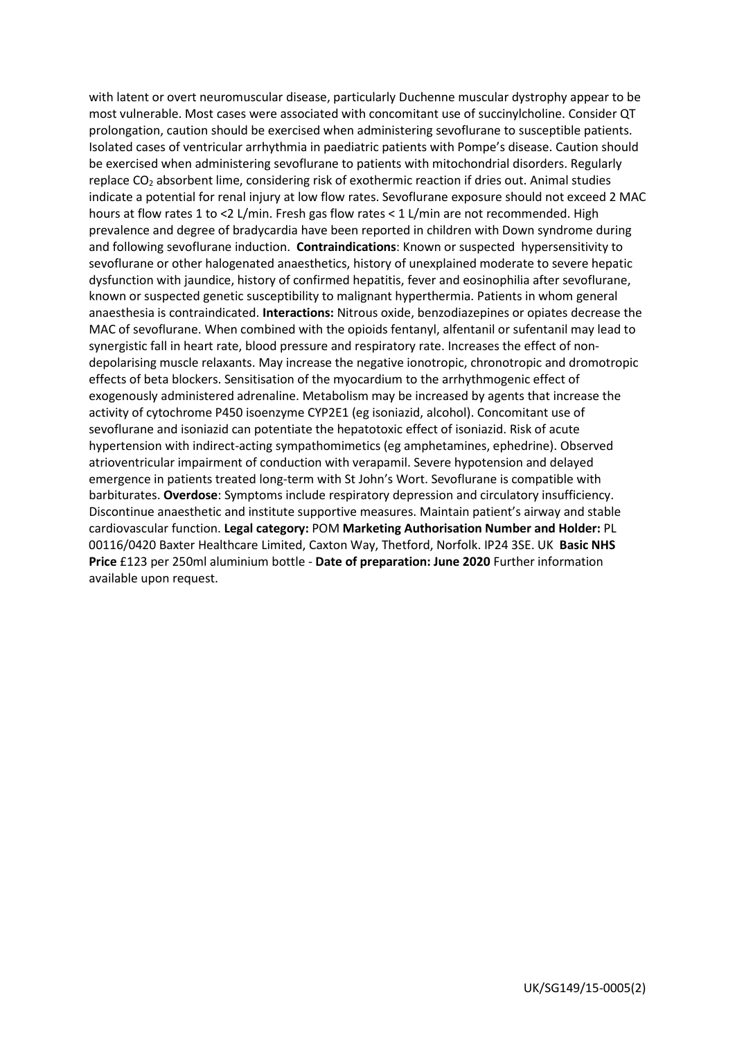with latent or overt neuromuscular disease, particularly Duchenne muscular dystrophy appear to be most vulnerable. Most cases were associated with concomitant use of succinylcholine. Consider QT prolongation, caution should be exercised when administering sevoflurane to susceptible patients. Isolated cases of ventricular arrhythmia in paediatric patients with Pompe's disease. Caution should be exercised when administering sevoflurane to patients with mitochondrial disorders. Regularly replace $CO_2$ absorbent lime, considering risk of exothermic reaction if dries out. Animal studies indicate a potential for renal injury at low flow rates. Sevoflurane exposure should not exceed 2 MAC hours at flow rates 1 to <2 L/min. Fresh gas flow rates < 1 L/min are not recommended. High prevalence and degree of bradycardia have been reported in children with Down syndrome during and following sevoflurane induction. **Contraindications**: Known or suspected hypersensitivity to sevoflurane or other halogenated anaesthetics, history of unexplained moderate to severe hepatic dysfunction with jaundice, history of confirmed hepatitis, fever and eosinophilia after sevoflurane, known or suspected genetic susceptibility to malignant hyperthermia. Patients in whom general anaesthesia is contraindicated. **Interactions:** Nitrous oxide, benzodiazepines or opiates decrease the MAC of sevoflurane. When combined with the opioids fentanyl, alfentanil or sufentanil may lead to synergistic fall in heart rate, blood pressure and respiratory rate. Increases the effect of non-depolarising muscle relaxants. May increase the negative ionotropic, chronotropic and dromotropic effects of beta blockers. Sensitisation of the myocardium to the arrhythmogenic effect of exogenously administered adrenaline. Metabolism may be increased by agents that increase the activity of cytochrome P450 isoenzyme CYP2E1 (eg isoniazid, alcohol). Concomitant use of sevoflurane and isoniazid can potentiate the hepatotoxic effect of isoniazid. Risk of acute hypertension with indirect-acting sympathomimetics (eg amphetamines, ephedrine). Observed atrioventricular impairment of conduction with verapamil. Severe hypotension and delayed emergence in patients treated long-term with St John's Wort. Sevoflurane is compatible with barbiturates. **Overdose**: Symptoms include respiratory depression and circulatory insufficiency. Discontinue anaesthetic and institute supportive measures. Maintain patient's airway and stable cardiovascular function. **Legal category:** POM **Marketing Authorisation Number and Holder:** PL 00116/0420 Baxter Healthcare Limited, Caxton Way, Thetford, Norfolk. IP24 3SE. UK **Basic NHS Price** £123 per 250ml aluminium bottle - **Date of preparation: June 2020** Further information available upon request.

UK/SG149/15-0005(2)